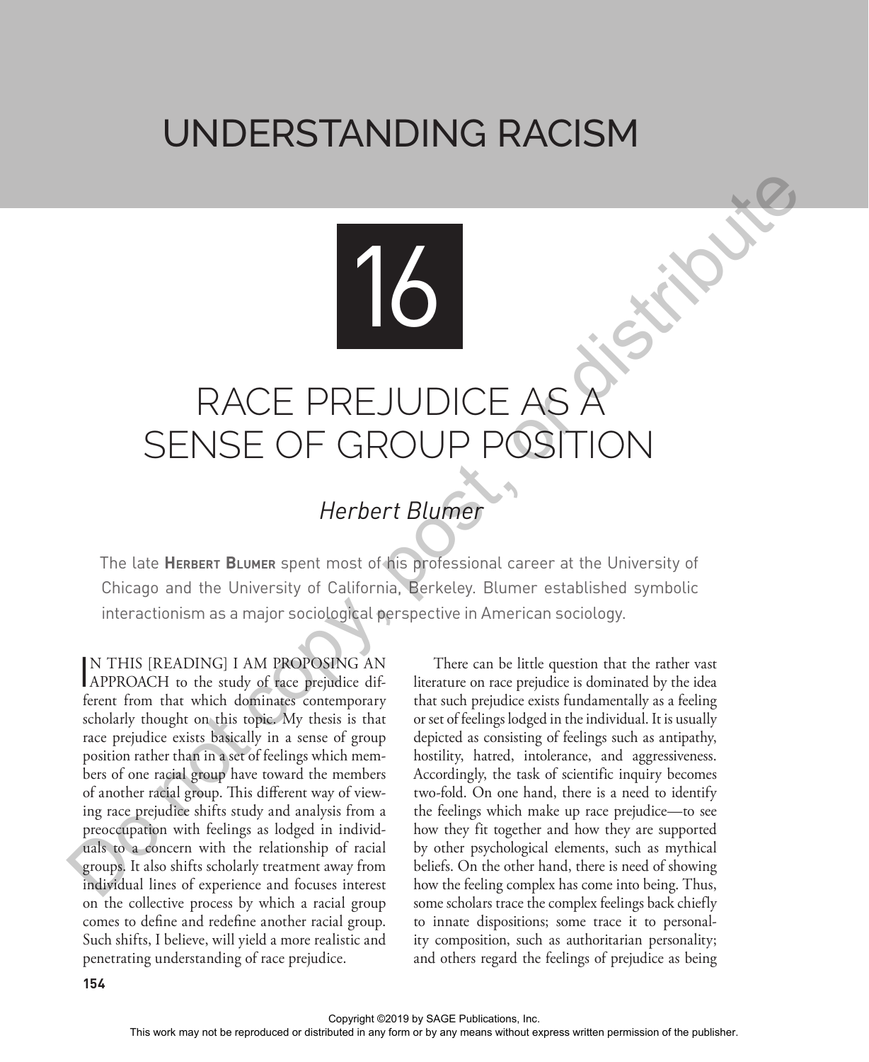# UNDERSTANDING RACISM

## 16

# RACE PREJUDICE AS A SENSE OF GROUP POSITION

### *Herbert Blumer*

The late **Herbert Blumer** spent most of his professional career at the University of Chicago and the University of California, Berkeley. Blumer established symbolic interactionism as a major sociological perspective in American sociology.

In this [reading] I am proposing an approach to the study of race prejudice different from that which dominates contemporary scholarly thought on this topic. My thesis is that race prejudice exists basically in a sense of group position rather than in a set of feelings which members of one racial group have toward the members of another racial group. This different way of viewing race prejudice shifts study and analysis from a preoccupation with feelings as lodged in individuals to a concern with the relationship of racial groups. It also shifts scholarly treatment away from individual lines of experience and focuses interest on the collective process by which a racial group comes to define and redefine another racial group. Such shifts, I believe, will yield a more realistic and penetrating understanding of race prejudice.

There can be little question that the rather vast literature on race prejudice is dominated by the idea that such prejudice exists fundamentally as a feeling or set of feelings lodged in the individual. It is usually depicted as consisting of feelings such as antipathy, hostility, hatred, intolerance, and aggressiveness. Accordingly, the task of scientific inquiry becomes two-fold. On one hand, there is a need to identify the feelings which make up race prejudice—to see how they fit together and how they are supported by other psychological elements, such as mythical beliefs. On the other hand, there is need of showing how the feeling complex has come into being. Thus, some scholars trace the complex feelings back chiefly to innate dispositions; some trace it to personality composition, such as authoritarian personality; and others regard the feelings of prejudice as being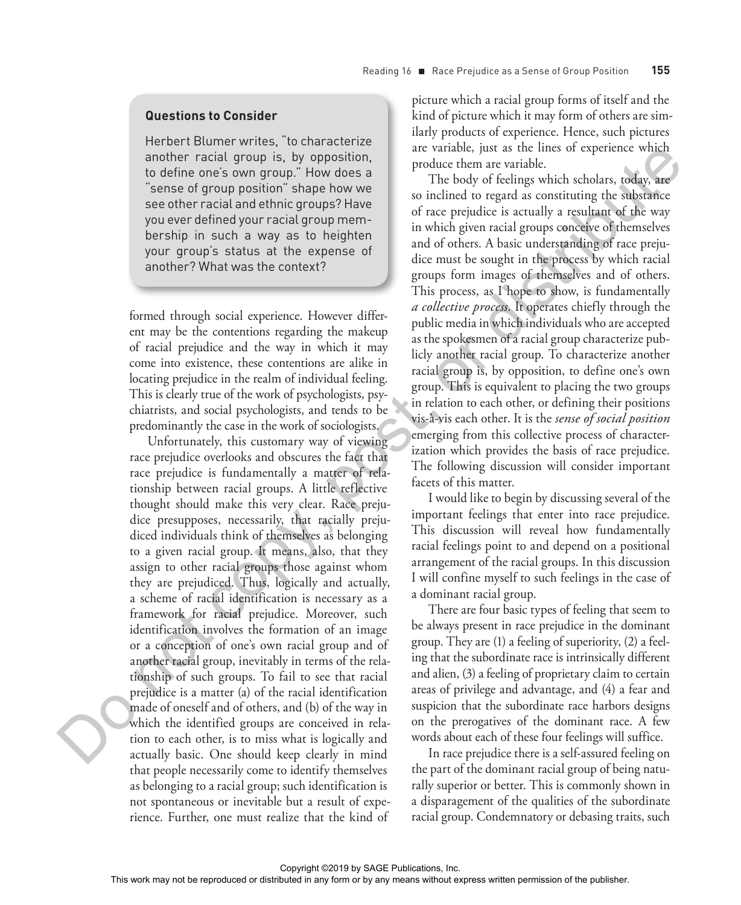### Questions to Consider

Herbert Blumer writes, "to characterize another racial group is, by opposition, to define one's own group." How does a "sense of group position" shape how we see other racial and ethnic groups? Have you ever defined your racial group membership in such a way as to heighten your group's status at the expense of another? What was the context?

formed through social experience. However different may be the contentions regarding the makeup of racial prejudice and the way in which it may come into existence, these contentions are alike in locating prejudice in the realm of individual feeling. This is clearly true of the work of psychologists, psychiatrists, and social psychologists, and tends to be predominantly the case in the work of sociologists.

Unfortunately, this customary way of viewing race prejudice overlooks and obscures the fact that race prejudice is fundamentally a matter of relationship between racial groups. A little reflective thought should make this very clear. Race prejudice presupposes, necessarily, that racially prejudiced individuals think of themselves as belonging to a given racial group. It means, also, that they assign to other racial groups those against whom they are prejudiced. Thus, logically and actually, a scheme of racial identification is necessary as a framework for racial prejudice. Moreover, such identification involves the formation of an image or a conception of one's own racial group and of another racial group, inevitably in terms of the relationship of such groups. To fail to see that racial prejudice is a matter (a) of the racial identification made of oneself and of others, and (b) of the way in which the identified groups are conceived in relation to each other, is to miss what is logically and actually basic. One should keep clearly in mind that people necessarily come to identify themselves as belonging to a racial group; such identification is not spontaneous or inevitable but a result of experience. Further, one must realize that the kind of picture which a racial group forms of itself and the kind of picture which it may form of others are similarly products of experience. Hence, such pictures are variable, just as the lines of experience which produce them are variable.

The body of feelings which scholars, today, are so inclined to regard as constituting the substance of race prejudice is actually a resultant of the way in which given racial groups conceive of themselves and of others. A basic understanding of race prejudice must be sought in the process by which racial groups form images of themselves and of others. This process, as I hope to show, is fundamentally *a collective process*. It operates chiefly through the public media in which individuals who are accepted as the spokesmen of a racial group characterize publicly another racial group. To characterize another racial group is, by opposition, to define one's own group. This is equivalent to placing the two groups in relation to each other, or defining their positions vis-à-vis each other. It is the *sense of social position* emerging from this collective process of characterization which provides the basis of race prejudice. The following discussion will consider important facets of this matter.

I would like to begin by discussing several of the important feelings that enter into race prejudice. This discussion will reveal how fundamentally racial feelings point to and depend on a positional arrangement of the racial groups. In this discussion I will confine myself to such feelings in the case of a dominant racial group.

There are four basic types of feeling that seem to be always present in race prejudice in the dominant group. They are (1) a feeling of superiority, (2) a feeling that the subordinate race is intrinsically different and alien, (3) a feeling of proprietary claim to certain areas of privilege and advantage, and (4) a fear and suspicion that the subordinate race harbors designs on the prerogatives of the dominant race. A few words about each of these four feelings will suffice.

In race prejudice there is a self-assured feeling on the part of the dominant racial group of being naturally superior or better. This is commonly shown in a disparagement of the qualities of the subordinate racial group. Condemnatory or debasing traits, such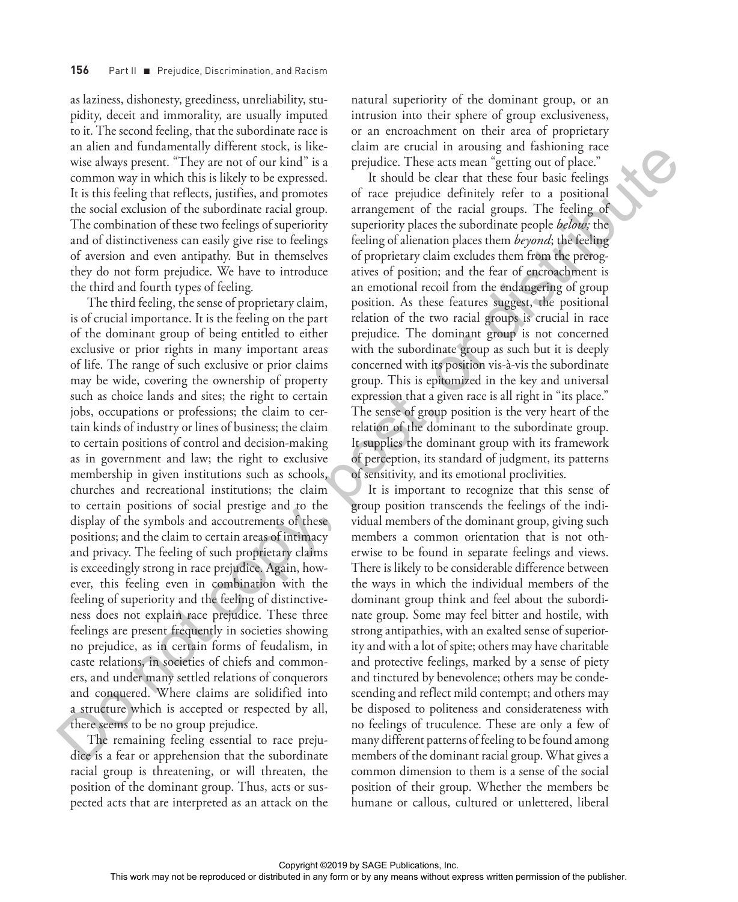as laziness, dishonesty, greediness, unreliability, stupidity, deceit and immorality, are usually imputed to it. The second feeling, that the subordinate race is an alien and fundamentally different stock, is likewise always present. "They are not of our kind" is a common way in which this is likely to be expressed. It is this feeling that reflects, justifies, and promotes the social exclusion of the subordinate racial group. The combination of these two feelings of superiority and of distinctiveness can easily give rise to feelings of aversion and even antipathy. But in themselves they do not form prejudice. We have to introduce the third and fourth types of feeling.

The third feeling, the sense of proprietary claim, is of crucial importance. It is the feeling on the part of the dominant group of being entitled to either exclusive or prior rights in many important areas of life. The range of such exclusive or prior claims may be wide, covering the ownership of property such as choice lands and sites; the right to certain jobs, occupations or professions; the claim to certain kinds of industry or lines of business; the claim to certain positions of control and decision-making as in government and law; the right to exclusive membership in given institutions such as schools, churches and recreational institutions; the claim to certain positions of social prestige and to the display of the symbols and accoutrements of these positions; and the claim to certain areas of intimacy and privacy. The feeling of such proprietary claims is exceedingly strong in race prejudice. Again, however, this feeling even in combination with the feeling of superiority and the feeling of distinctiveness does not explain race prejudice. These three feelings are present frequently in societies showing no prejudice, as in certain forms of feudalism, in caste relations, in societies of chiefs and commoners, and under many settled relations of conquerors and conquered. Where claims are solidified into a structure which is accepted or respected by all, there seems to be no group prejudice.

The remaining feeling essential to race prejudice is a fear or apprehension that the subordinate racial group is threatening, or will threaten, the position of the dominant group. Thus, acts or suspected acts that are interpreted as an attack on the natural superiority of the dominant group, or an intrusion into their sphere of group exclusiveness, or an encroachment on their area of proprietary claim are crucial in arousing and fashioning race prejudice. These acts mean "getting out of place."

It should be clear that these four basic feelings of race prejudice definitely refer to a positional arrangement of the racial groups. The feeling of superiority places the subordinate people *below*; the feeling of alienation places them *beyond*; the feeling of proprietary claim excludes them from the prerogatives of position; and the fear of encroachment is an emotional recoil from the endangering of group position. As these features suggest, the positional relation of the two racial groups is crucial in race prejudice. The dominant group is not concerned with the subordinate group as such but it is deeply concerned with its position vis-à-vis the subordinate group. This is epitomized in the key and universal expression that a given race is all right in "its place." The sense of group position is the very heart of the relation of the dominant to the subordinate group. It supplies the dominant group with its framework of perception, its standard of judgment, its patterns of sensitivity, and its emotional proclivities.

It is important to recognize that this sense of group position transcends the feelings of the individual members of the dominant group, giving such members a common orientation that is not otherwise to be found in separate feelings and views. There is likely to be considerable difference between the ways in which the individual members of the dominant group think and feel about the subordinate group. Some may feel bitter and hostile, with strong antipathies, with an exalted sense of superiority and with a lot of spite; others may have charitable and protective feelings, marked by a sense of piety and tinctured by benevolence; others may be condescending and reflect mild contempt; and others may be disposed to politeness and considerateness with no feelings of truculence. These are only a few of many different patterns of feeling to be found among members of the dominant racial group. What gives a common dimension to them is a sense of the social position of their group. Whether the members be humane or callous, cultured or unlettered, liberal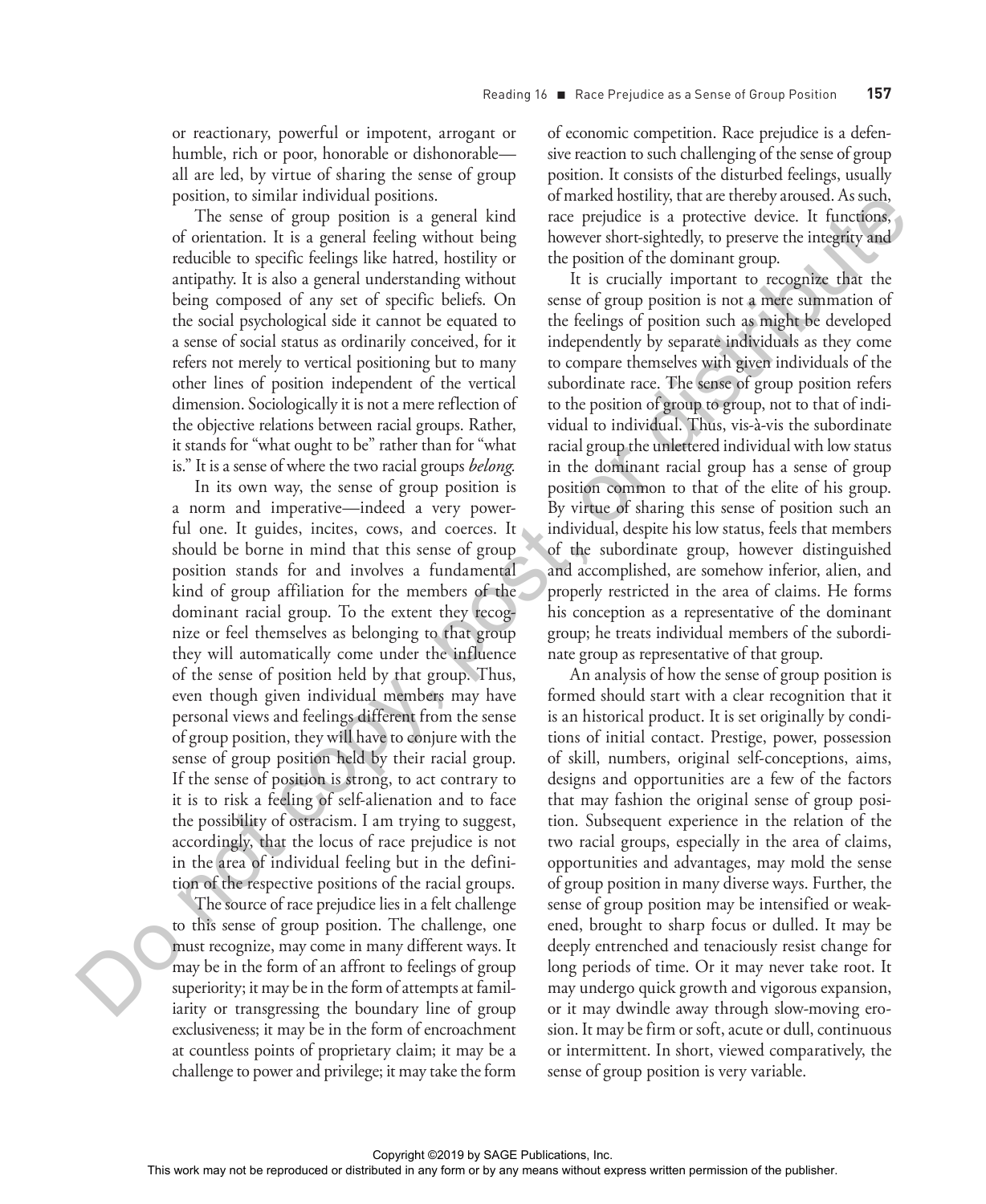or reactionary, powerful or impotent, arrogant or humble, rich or poor, honorable or dishonorable—all are led, by virtue of sharing the sense of group position, to similar individual positions.

The sense of group position is a general kind of orientation. It is a general feeling without being reducible to specific feelings like hatred, hostility or antipathy. It is also a general understanding without being composed of any set of specific beliefs. On the social psychological side it cannot be equated to a sense of social status as ordinarily conceived, for it refers not merely to vertical positioning but to many other lines of position independent of the vertical dimension. Sociologically it is not a mere reflection of the objective relations between racial groups. Rather, it stands for "what ought to be" rather than for "what is." It is a sense of where the two racial groups *belong*.

In its own way, the sense of group position is a norm and imperative—indeed a very powerful one. It guides, incites, cows, and coerces. It should be borne in mind that this sense of group position stands for and involves a fundamental kind of group affiliation for the members of the dominant racial group. To the extent they recognize or feel themselves as belonging to that group they will automatically come under the influence of the sense of position held by that group. Thus, even though given individual members may have personal views and feelings different from the sense of group position, they will have to conjure with the sense of group position held by their racial group. If the sense of position is strong, to act contrary to it is to risk a feeling of self-alienation and to face the possibility of ostracism. I am trying to suggest, accordingly, that the locus of race prejudice is not in the area of individual feeling but in the definition of the respective positions of the racial groups.

The source of race prejudice lies in a felt challenge to this sense of group position. The challenge, one must recognize, may come in many different ways. It may be in the form of an affront to feelings of group superiority; it may be in the form of attempts at familiarity or transgressing the boundary line of group exclusiveness; it may be in the form of encroachment at countless points of proprietary claim; it may be a challenge to power and privilege; it may take the form of economic competition. Race prejudice is a defensive reaction to such challenging of the sense of group position. It consists of the disturbed feelings, usually of marked hostility, that are thereby aroused. As such, race prejudice is a protective device. It functions, however short-sightedly, to preserve the integrity and the position of the dominant group.

It is crucially important to recognize that the sense of group position is not a mere summation of the feelings of position such as might be developed independently by separate individuals as they come to compare themselves with given individuals of the subordinate race. The sense of group position refers to the position of group to group, not to that of individual to individual. Thus, vis-à-vis the subordinate racial group the unlettered individual with low status in the dominant racial group has a sense of group position common to that of the elite of his group. By virtue of sharing this sense of position such an individual, despite his low status, feels that members of the subordinate group, however distinguished and accomplished, are somehow inferior, alien, and properly restricted in the area of claims. He forms his conception as a representative of the dominant group; he treats individual members of the subordinate group as representative of that group.

An analysis of how the sense of group position is formed should start with a clear recognition that it is an historical product. It is set originally by conditions of initial contact. Prestige, power, possession of skill, numbers, original self-conceptions, aims, designs and opportunities are a few of the factors that may fashion the original sense of group position. Subsequent experience in the relation of the two racial groups, especially in the area of claims, opportunities and advantages, may mold the sense of group position in many diverse ways. Further, the sense of group position may be intensified or weakened, brought to sharp focus or dulled. It may be deeply entrenched and tenaciously resist change for long periods of time. Or it may never take root. It may undergo quick growth and vigorous expansion, or it may dwindle away through slow-moving erosion. It may be firm or soft, acute or dull, continuous or intermittent. In short, viewed comparatively, the sense of group position is very variable.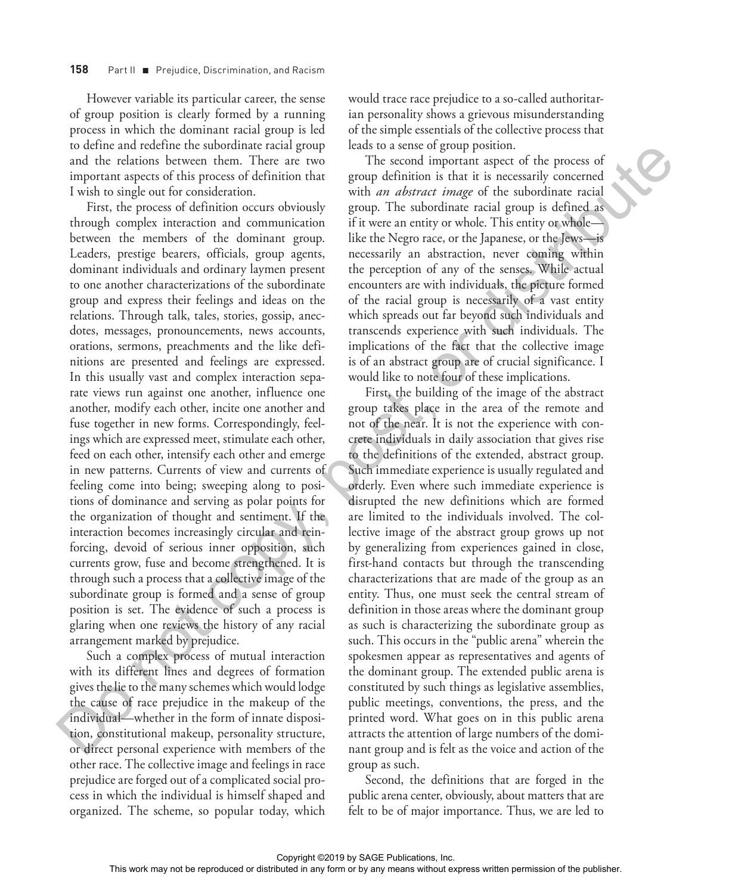However variable its particular career, the sense of group position is clearly formed by a running process in which the dominant racial group is led to define and redefine the subordinate racial group and the relations between them. There are two important aspects of this process of definition that I wish to single out for consideration.

First, the process of definition occurs obviously through complex interaction and communication between the members of the dominant group. Leaders, prestige bearers, officials, group agents, dominant individuals and ordinary laymen present to one another characterizations of the subordinate group and express their feelings and ideas on the relations. Through talk, tales, stories, gossip, anecdotes, messages, pronouncements, news accounts, orations, sermons, preachments and the like definitions are presented and feelings are expressed. In this usually vast and complex interaction separate views run against one another, influence one another, modify each other, incite one another and fuse together in new forms. Correspondingly, feelings which are expressed meet, stimulate each other, feed on each other, intensify each other and emerge in new patterns. Currents of view and currents of feeling come into being; sweeping along to positions of dominance and serving as polar points for the organization of thought and sentiment. If the interaction becomes increasingly circular and reinforcing, devoid of serious inner opposition, such currents grow, fuse and become strengthened. It is through such a process that a collective image of the subordinate group is formed and a sense of group position is set. The evidence of such a process is glaring when one reviews the history of any racial arrangement marked by prejudice.

Such a complex process of mutual interaction with its different lines and degrees of formation gives the lie to the many schemes which would lodge the cause of race prejudice in the makeup of the individual—whether in the form of innate disposition, constitutional makeup, personality structure, or direct personal experience with members of the other race. The collective image and feelings in race prejudice are forged out of a complicated social process in which the individual is himself shaped and organized. The scheme, so popular today, which would trace race prejudice to a so-called authoritarian personality shows a grievous misunderstanding of the simple essentials of the collective process that leads to a sense of group position.

The second important aspect of the process of group definition is that it is necessarily concerned with *an abstract image* of the subordinate racial group. The subordinate racial group is defined as if it were an entity or whole. This entity or whole—like the Negro race, or the Japanese, or the Jews—is necessarily an abstraction, never coming within the perception of any of the senses. While actual encounters are with individuals, the picture formed of the racial group is necessarily of a vast entity which spreads out far beyond such individuals and transcends experience with such individuals. The implications of the fact that the collective image is of an abstract group are of crucial significance. I would like to note four of these implications.

First, the building of the image of the abstract group takes place in the area of the remote and not of the near. It is not the experience with concrete individuals in daily association that gives rise to the definitions of the extended, abstract group. Such immediate experience is usually regulated and orderly. Even where such immediate experience is disrupted the new definitions which are formed are limited to the individuals involved. The collective image of the abstract group grows up not by generalizing from experiences gained in close, first-hand contacts but through the transcending characterizations that are made of the group as an entity. Thus, one must seek the central stream of definition in those areas where the dominant group as such is characterizing the subordinate group as such. This occurs in the "public arena" wherein the spokesmen appear as representatives and agents of the dominant group. The extended public arena is constituted by such things as legislative assemblies, public meetings, conventions, the press, and the printed word. What goes on in this public arena attracts the attention of large numbers of the dominant group and is felt as the voice and action of the group as such.

Second, the definitions that are forged in the public arena center, obviously, about matters that are felt to be of major importance. Thus, we are led to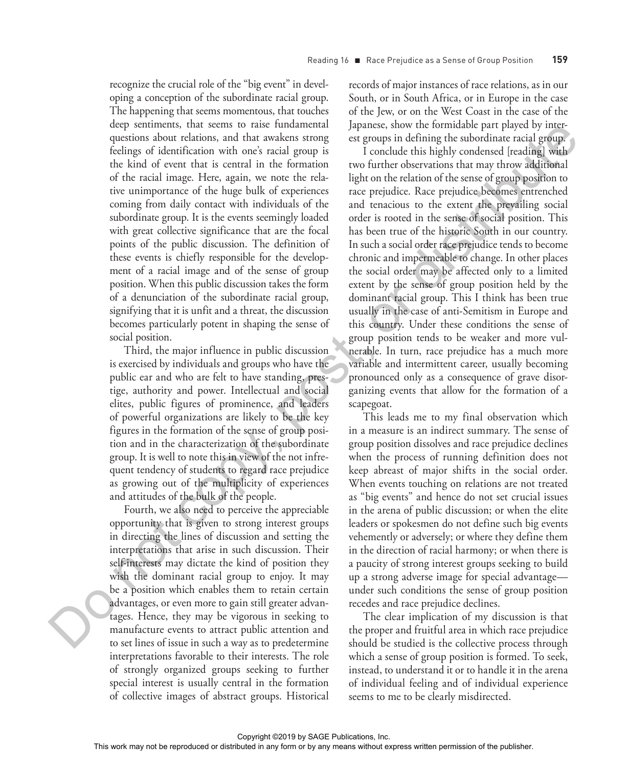recognize the crucial role of the "big event" in developing a conception of the subordinate racial group. The happening that seems momentous, that touches deep sentiments, that seems to raise fundamental questions about relations, and that awakens strong feelings of identification with one's racial group is the kind of event that is central in the formation of the racial image. Here, again, we note the relative unimportance of the huge bulk of experiences coming from daily contact with individuals of the subordinate group. It is the events seemingly loaded with great collective significance that are the focal points of the public discussion. The definition of these events is chiefly responsible for the development of a racial image and of the sense of group position. When this public discussion takes the form of a denunciation of the subordinate racial group, signifying that it is unfit and a threat, the discussion becomes particularly potent in shaping the sense of social position.

Third, the major influence in public discussion is exercised by individuals and groups who have the public ear and who are felt to have standing, prestige, authority and power. Intellectual and social elites, public figures of prominence, and leaders of powerful organizations are likely to be the key figures in the formation of the sense of group position and in the characterization of the subordinate group. It is well to note this in view of the not infrequent tendency of students to regard race prejudice as growing out of the multiplicity of experiences and attitudes of the bulk of the people.

Fourth, we also need to perceive the appreciable opportunity that is given to strong interest groups in directing the lines of discussion and setting the interpretations that arise in such discussion. Their self-interests may dictate the kind of position they wish the dominant racial group to enjoy. It may be a position which enables them to retain certain advantages, or even more to gain still greater advantages. Hence, they may be vigorous in seeking to manufacture events to attract public attention and to set lines of issue in such a way as to predetermine interpretations favorable to their interests. The role of strongly organized groups seeking to further special interest is usually central in the formation of collective images of abstract groups. Historical records of major instances of race relations, as in our South, or in South Africa, or in Europe in the case of the Jew, or on the West Coast in the case of the Japanese, show the formidable part played by interest groups in defining the subordinate racial group.

I conclude this highly condensed [reading] with two further observations that may throw additional light on the relation of the sense of group position to race prejudice. Race prejudice becomes entrenched and tenacious to the extent the prevailing social order is rooted in the sense of social position. This has been true of the historic South in our country. In such a social order race prejudice tends to become chronic and impermeable to change. In other places the social order may be affected only to a limited extent by the sense of group position held by the dominant racial group. This I think has been true usually in the case of anti-Semitism in Europe and this country. Under these conditions the sense of group position tends to be weaker and more vulnerable. In turn, race prejudice has a much more variable and intermittent career, usually becoming pronounced only as a consequence of grave disorganizing events that allow for the formation of a scapegoat.

This leads me to my final observation which in a measure is an indirect summary. The sense of group position dissolves and race prejudice declines when the process of running definition does not keep abreast of major shifts in the social order. When events touching on relations are not treated as "big events" and hence do not set crucial issues in the arena of public discussion; or when the elite leaders or spokesmen do not define such big events vehemently or adversely; or where they define them in the direction of racial harmony; or when there is a paucity of strong interest groups seeking to build up a strong adverse image for special advantage—under such conditions the sense of group position recedes and race prejudice declines.

The clear implication of my discussion is that the proper and fruitful area in which race prejudice should be studied is the collective process through which a sense of group position is formed. To seek, instead, to understand it or to handle it in the arena of individual feeling and of individual experience seems to me to be clearly misdirected.